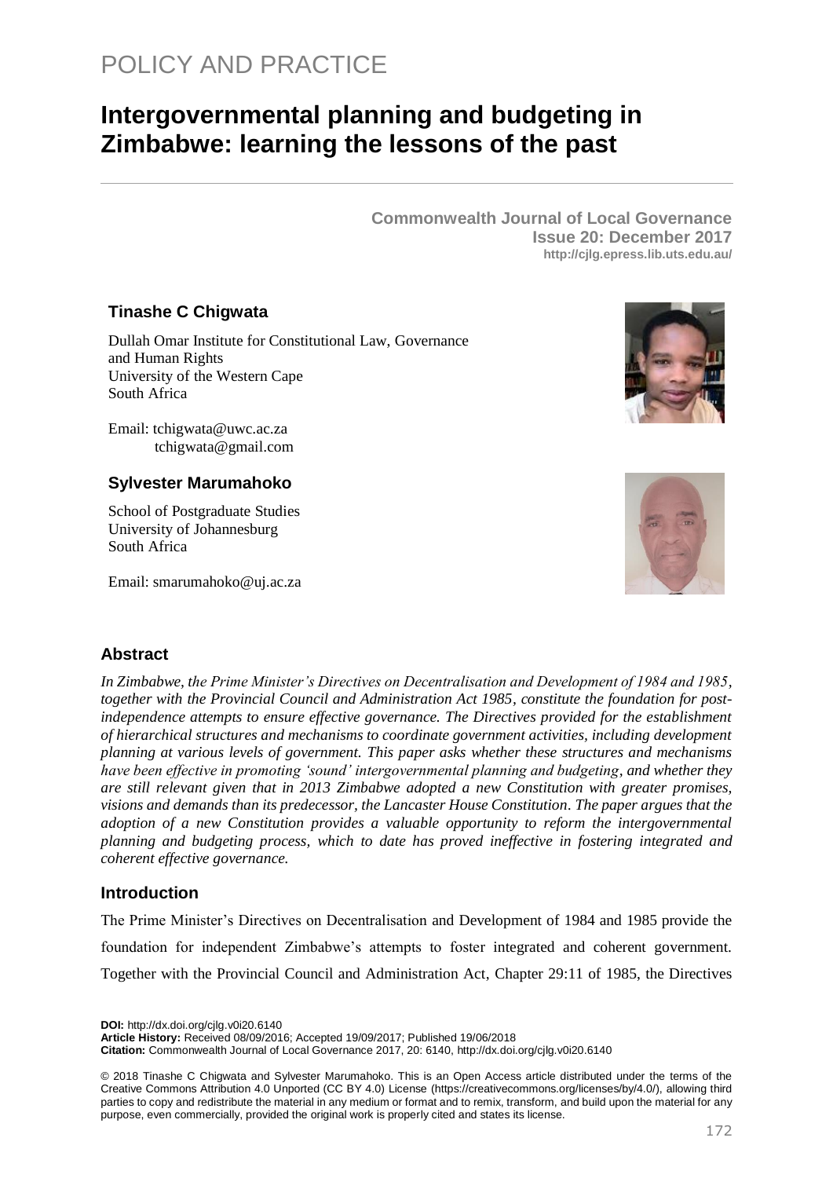POLICY AND PRACTICE

# Intergovernmental planning and budgeting in Zimbabwe: learning the lessons of the past

**Commonwealth Journal of Local Governance**
**Issue 20: December 2017**
**http://cjlg.epress.lib.uts.edu.au/**

### Tinashe C Chigwata

Dullah Omar Institute for Constitutional Law, Governance and Human Rights
University of the Western Cape
South Africa

Email: tchigwata@uwc.ac.za
tchigwata@gmail.com

### Sylvester Marumahoko

School of Postgraduate Studies
University of Johannesburg
South Africa

Email: smarumahoko@uj.ac.za

## Abstract

*In Zimbabwe, the Prime Minister's Directives on Decentralisation and Development of 1984 and 1985, together with the Provincial Council and Administration Act 1985, constitute the foundation for post-independence attempts to ensure effective governance. The Directives provided for the establishment of hierarchical structures and mechanisms to coordinate government activities, including development planning at various levels of government. This paper asks whether these structures and mechanisms have been effective in promoting 'sound' intergovernmental planning and budgeting, and whether they are still relevant given that in 2013 Zimbabwe adopted a new Constitution with greater promises, visions and demands than its predecessor, the Lancaster House Constitution. The paper argues that the adoption of a new Constitution provides a valuable opportunity to reform the intergovernmental planning and budgeting process, which to date has proved ineffective in fostering integrated and coherent effective governance.*

## Introduction

The Prime Minister's Directives on Decentralisation and Development of 1984 and 1985 provide the foundation for independent Zimbabwe's attempts to foster integrated and coherent government. Together with the Provincial Council and Administration Act, Chapter 29:11 of 1985, the Directives

**DOI:** http://dx.doi.org/cjlg.v0i20.6140
**Article History:** Received 08/09/2016; Accepted 19/09/2017; Published 19/06/2018
**Citation:** Commonwealth Journal of Local Governance 2017, 20: 6140, http://dx.doi.org/cjlg.v0i20.6140

© 2018 Tinashe C Chigwata and Sylvester Marumahoko. This is an Open Access article distributed under the terms of the Creative Commons Attribution 4.0 Unported (CC BY 4.0) License (https://creativecommons.org/licenses/by/4.0/), allowing third parties to copy and redistribute the material in any medium or format and to remix, transform, and build upon the material for any purpose, even commercially, provided the original work is properly cited and states its license.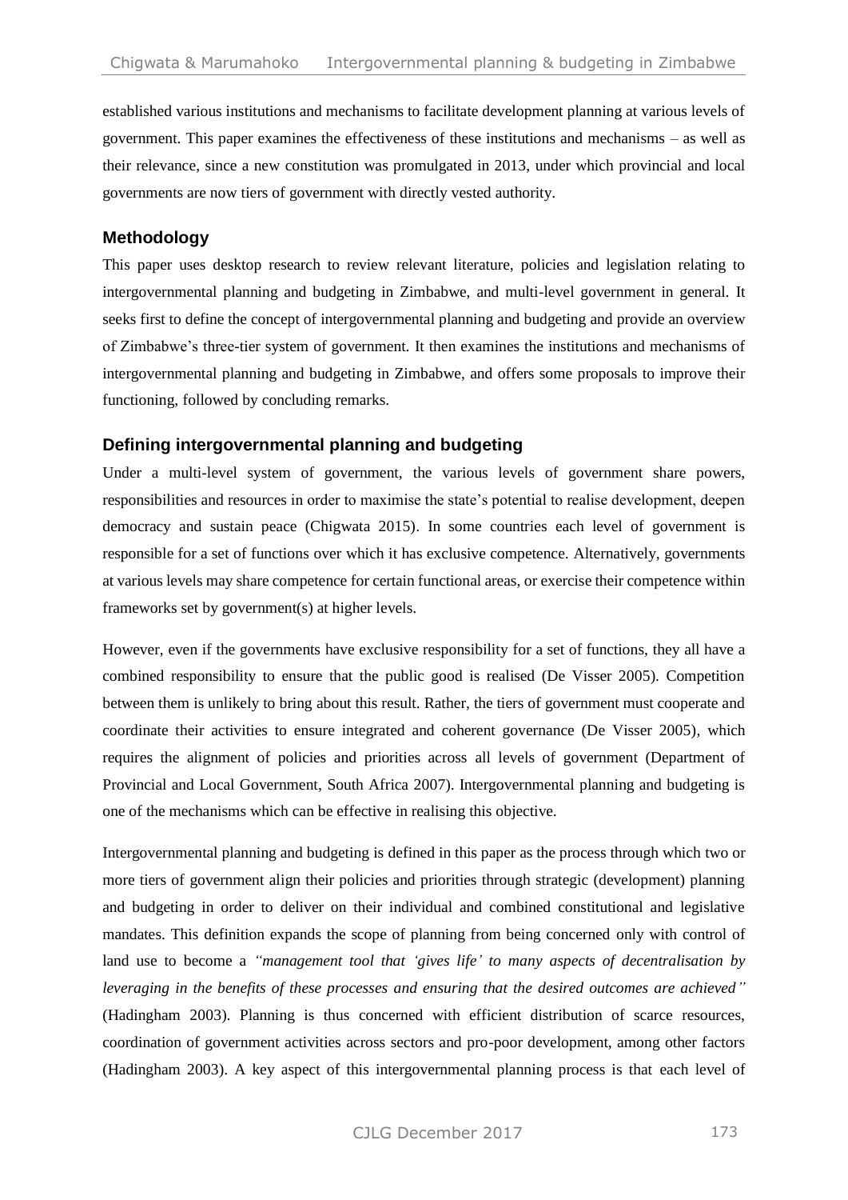established various institutions and mechanisms to facilitate development planning at various levels of government. This paper examines the effectiveness of these institutions and mechanisms – as well as their relevance, since a new constitution was promulgated in 2013, under which provincial and local governments are now tiers of government with directly vested authority.

## Methodology

This paper uses desktop research to review relevant literature, policies and legislation relating to intergovernmental planning and budgeting in Zimbabwe, and multi-level government in general. It seeks first to define the concept of intergovernmental planning and budgeting and provide an overview of Zimbabwe's three-tier system of government. It then examines the institutions and mechanisms of intergovernmental planning and budgeting in Zimbabwe, and offers some proposals to improve their functioning, followed by concluding remarks.

## Defining intergovernmental planning and budgeting

Under a multi-level system of government, the various levels of government share powers, responsibilities and resources in order to maximise the state's potential to realise development, deepen democracy and sustain peace (Chigwata 2015). In some countries each level of government is responsible for a set of functions over which it has exclusive competence. Alternatively, governments at various levels may share competence for certain functional areas, or exercise their competence within frameworks set by government(s) at higher levels.

However, even if the governments have exclusive responsibility for a set of functions, they all have a combined responsibility to ensure that the public good is realised (De Visser 2005). Competition between them is unlikely to bring about this result. Rather, the tiers of government must cooperate and coordinate their activities to ensure integrated and coherent governance (De Visser 2005), which requires the alignment of policies and priorities across all levels of government (Department of Provincial and Local Government, South Africa 2007). Intergovernmental planning and budgeting is one of the mechanisms which can be effective in realising this objective.

Intergovernmental planning and budgeting is defined in this paper as the process through which two or more tiers of government align their policies and priorities through strategic (development) planning and budgeting in order to deliver on their individual and combined constitutional and legislative mandates. This definition expands the scope of planning from being concerned only with control of land use to become a *"management tool that 'gives life' to many aspects of decentralisation by leveraging in the benefits of these processes and ensuring that the desired outcomes are achieved"* (Hadingham 2003). Planning is thus concerned with efficient distribution of scarce resources, coordination of government activities across sectors and pro-poor development, among other factors (Hadingham 2003). A key aspect of this intergovernmental planning process is that each level of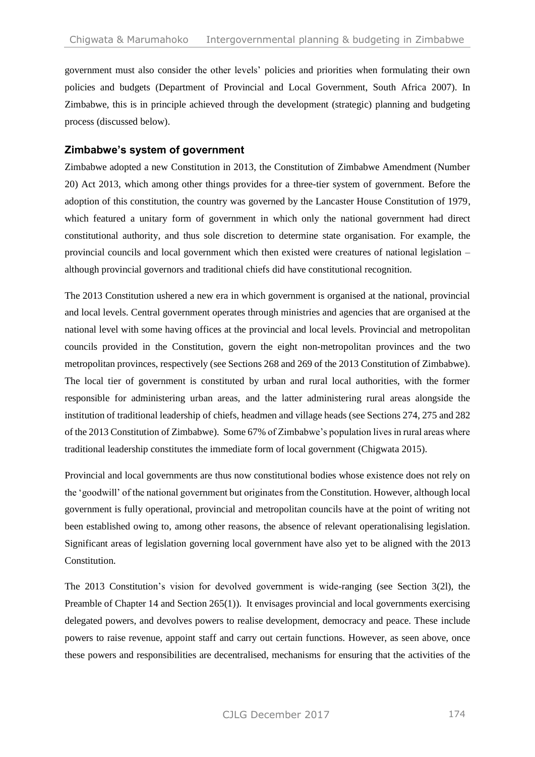government must also consider the other levels' policies and priorities when formulating their own policies and budgets (Department of Provincial and Local Government, South Africa 2007). In Zimbabwe, this is in principle achieved through the development (strategic) planning and budgeting process (discussed below).

## Zimbabwe's system of government

Zimbabwe adopted a new Constitution in 2013, the Constitution of Zimbabwe Amendment (Number 20) Act 2013, which among other things provides for a three-tier system of government. Before the adoption of this constitution, the country was governed by the Lancaster House Constitution of 1979, which featured a unitary form of government in which only the national government had direct constitutional authority, and thus sole discretion to determine state organisation. For example, the provincial councils and local government which then existed were creatures of national legislation – although provincial governors and traditional chiefs did have constitutional recognition.

The 2013 Constitution ushered a new era in which government is organised at the national, provincial and local levels. Central government operates through ministries and agencies that are organised at the national level with some having offices at the provincial and local levels. Provincial and metropolitan councils provided in the Constitution, govern the eight non-metropolitan provinces and the two metropolitan provinces, respectively (see Sections 268 and 269 of the 2013 Constitution of Zimbabwe). The local tier of government is constituted by urban and rural local authorities, with the former responsible for administering urban areas, and the latter administering rural areas alongside the institution of traditional leadership of chiefs, headmen and village heads (see Sections 274, 275 and 282 of the 2013 Constitution of Zimbabwe). Some 67% of Zimbabwe's population lives in rural areas where traditional leadership constitutes the immediate form of local government (Chigwata 2015).

Provincial and local governments are thus now constitutional bodies whose existence does not rely on the 'goodwill' of the national government but originates from the Constitution. However, although local government is fully operational, provincial and metropolitan councils have at the point of writing not been established owing to, among other reasons, the absence of relevant operationalising legislation. Significant areas of legislation governing local government have also yet to be aligned with the 2013 Constitution.

The 2013 Constitution's vision for devolved government is wide-ranging (see Section 3(2l), the Preamble of Chapter 14 and Section 265(1)). It envisages provincial and local governments exercising delegated powers, and devolves powers to realise development, democracy and peace. These include powers to raise revenue, appoint staff and carry out certain functions. However, as seen above, once these powers and responsibilities are decentralised, mechanisms for ensuring that the activities of the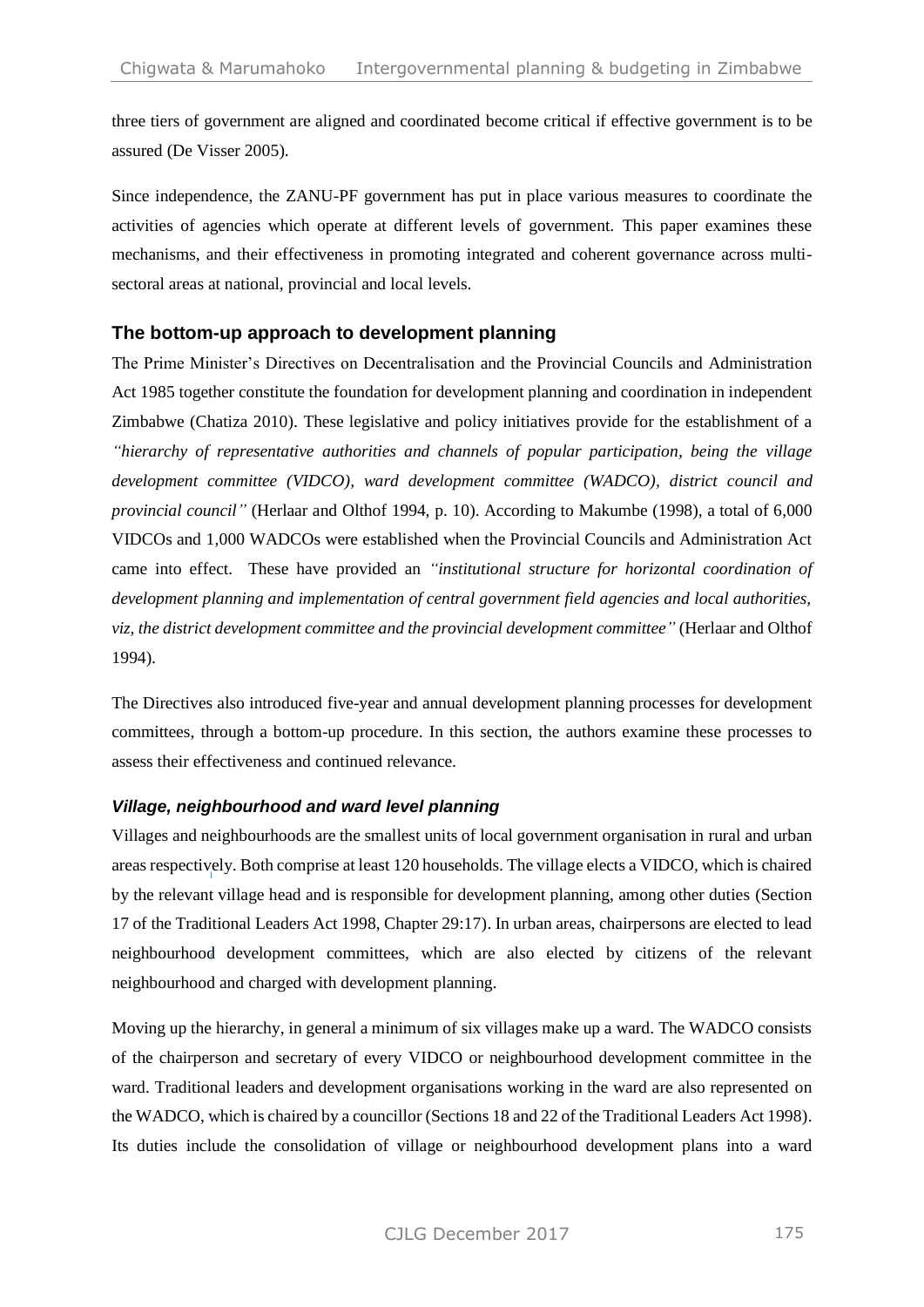three tiers of government are aligned and coordinated become critical if effective government is to be assured (De Visser 2005).

Since independence, the ZANU-PF government has put in place various measures to coordinate the activities of agencies which operate at different levels of government. This paper examines these mechanisms, and their effectiveness in promoting integrated and coherent governance across multi-sectoral areas at national, provincial and local levels.

## The bottom-up approach to development planning

The Prime Minister's Directives on Decentralisation and the Provincial Councils and Administration Act 1985 together constitute the foundation for development planning and coordination in independent Zimbabwe (Chatiza 2010). These legislative and policy initiatives provide for the establishment of a *"hierarchy of representative authorities and channels of popular participation, being the village development committee (VIDCO), ward development committee (WADCO), district council and provincial council"* (Herlaar and Olthof 1994, p. 10). According to Makumbe (1998), a total of 6,000 VIDCOs and 1,000 WADCOs were established when the Provincial Councils and Administration Act came into effect. These have provided an *"institutional structure for horizontal coordination of development planning and implementation of central government field agencies and local authorities, viz, the district development committee and the provincial development committee"* (Herlaar and Olthof 1994).

The Directives also introduced five-year and annual development planning processes for development committees, through a bottom-up procedure. In this section, the authors examine these processes to assess their effectiveness and continued relevance.

### *Village, neighbourhood and ward level planning*

Villages and neighbourhoods are the smallest units of local government organisation in rural and urban areas respectively. Both comprise at least 120 households. The village elects a VIDCO, which is chaired by the relevant village head and is responsible for development planning, among other duties (Section 17 of the Traditional Leaders Act 1998, Chapter 29:17). In urban areas, chairpersons are elected to lead neighbourhood development committees, which are also elected by citizens of the relevant neighbourhood and charged with development planning.

Moving up the hierarchy, in general a minimum of six villages make up a ward. The WADCO consists of the chairperson and secretary of every VIDCO or neighbourhood development committee in the ward. Traditional leaders and development organisations working in the ward are also represented on the WADCO, which is chaired by a councillor (Sections 18 and 22 of the Traditional Leaders Act 1998). Its duties include the consolidation of village or neighbourhood development plans into a ward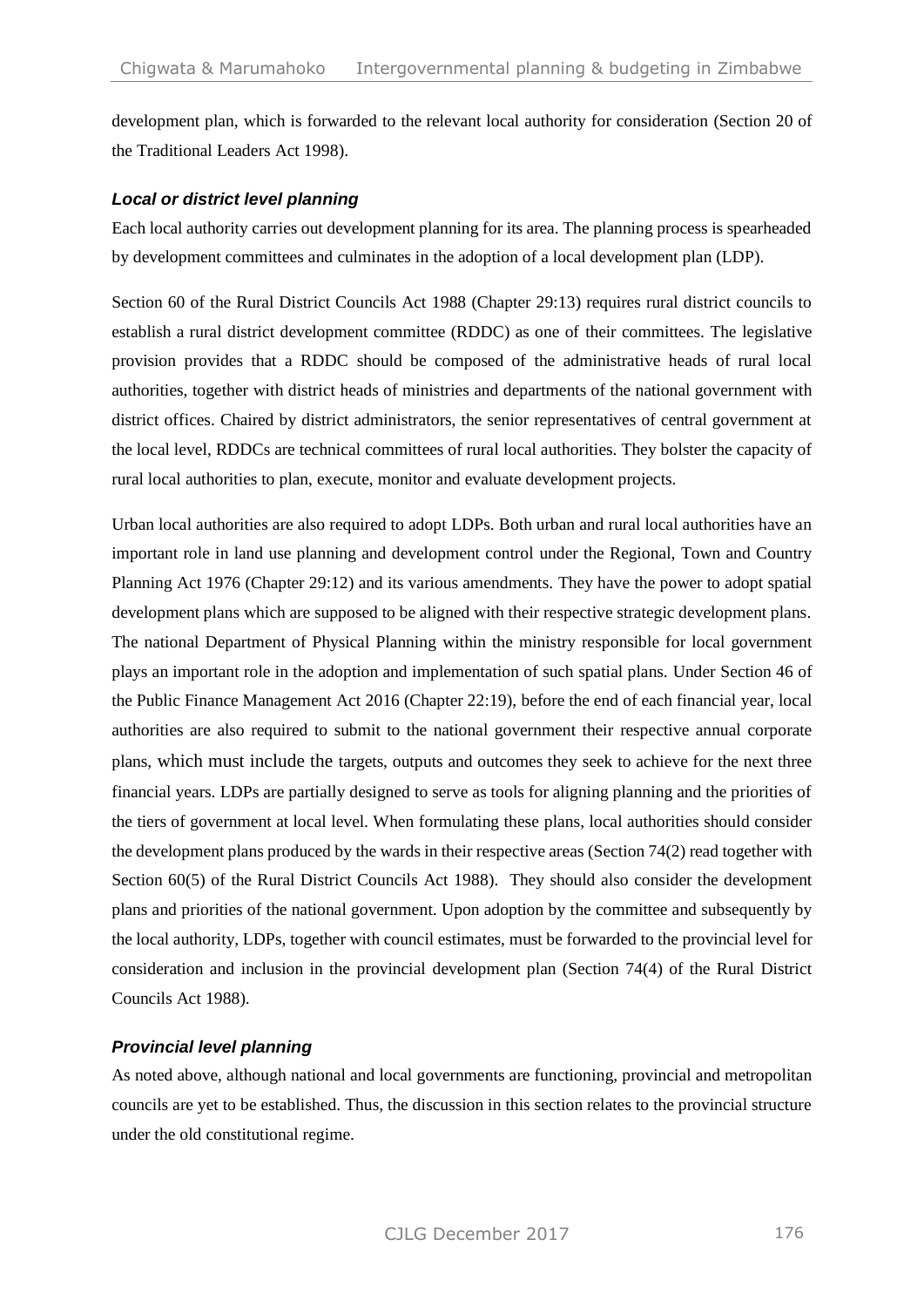development plan, which is forwarded to the relevant local authority for consideration (Section 20 of the Traditional Leaders Act 1998).

### *Local or district level planning*

Each local authority carries out development planning for its area. The planning process is spearheaded by development committees and culminates in the adoption of a local development plan (LDP).

Section 60 of the Rural District Councils Act 1988 (Chapter 29:13) requires rural district councils to establish a rural district development committee (RDDC) as one of their committees. The legislative provision provides that a RDDC should be composed of the administrative heads of rural local authorities, together with district heads of ministries and departments of the national government with district offices. Chaired by district administrators, the senior representatives of central government at the local level, RDDCs are technical committees of rural local authorities. They bolster the capacity of rural local authorities to plan, execute, monitor and evaluate development projects.

Urban local authorities are also required to adopt LDPs. Both urban and rural local authorities have an important role in land use planning and development control under the Regional, Town and Country Planning Act 1976 (Chapter 29:12) and its various amendments. They have the power to adopt spatial development plans which are supposed to be aligned with their respective strategic development plans. The national Department of Physical Planning within the ministry responsible for local government plays an important role in the adoption and implementation of such spatial plans. Under Section 46 of the Public Finance Management Act 2016 (Chapter 22:19), before the end of each financial year, local authorities are also required to submit to the national government their respective annual corporate plans, which must include the targets, outputs and outcomes they seek to achieve for the next three financial years. LDPs are partially designed to serve as tools for aligning planning and the priorities of the tiers of government at local level. When formulating these plans, local authorities should consider the development plans produced by the wards in their respective areas (Section 74(2) read together with Section 60(5) of the Rural District Councils Act 1988). They should also consider the development plans and priorities of the national government. Upon adoption by the committee and subsequently by the local authority, LDPs, together with council estimates, must be forwarded to the provincial level for consideration and inclusion in the provincial development plan (Section 74(4) of the Rural District Councils Act 1988).

### *Provincial level planning*

As noted above, although national and local governments are functioning, provincial and metropolitan councils are yet to be established. Thus, the discussion in this section relates to the provincial structure under the old constitutional regime.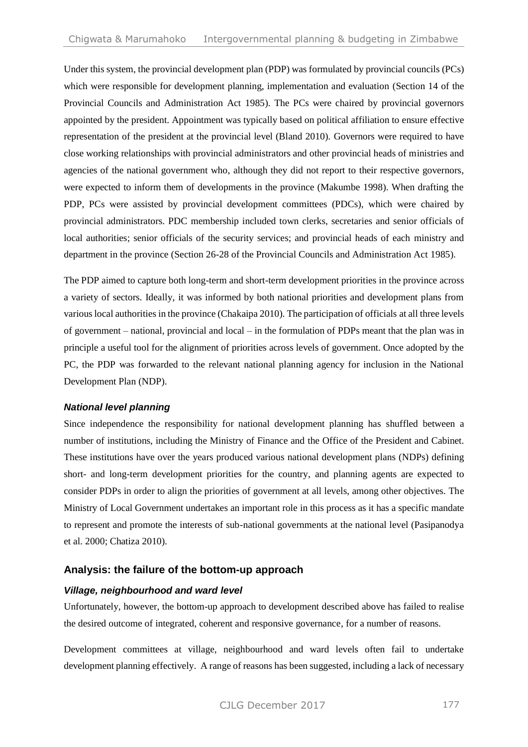Under this system, the provincial development plan (PDP) was formulated by provincial councils (PCs) which were responsible for development planning, implementation and evaluation (Section 14 of the Provincial Councils and Administration Act 1985). The PCs were chaired by provincial governors appointed by the president. Appointment was typically based on political affiliation to ensure effective representation of the president at the provincial level (Bland 2010). Governors were required to have close working relationships with provincial administrators and other provincial heads of ministries and agencies of the national government who, although they did not report to their respective governors, were expected to inform them of developments in the province (Makumbe 1998). When drafting the PDP, PCs were assisted by provincial development committees (PDCs), which were chaired by provincial administrators. PDC membership included town clerks, secretaries and senior officials of local authorities; senior officials of the security services; and provincial heads of each ministry and department in the province (Section 26-28 of the Provincial Councils and Administration Act 1985).

The PDP aimed to capture both long-term and short-term development priorities in the province across a variety of sectors. Ideally, it was informed by both national priorities and development plans from various local authorities in the province (Chakaipa 2010). The participation of officials at all three levels of government – national, provincial and local – in the formulation of PDPs meant that the plan was in principle a useful tool for the alignment of priorities across levels of government. Once adopted by the PC, the PDP was forwarded to the relevant national planning agency for inclusion in the National Development Plan (NDP).

### *National level planning*

Since independence the responsibility for national development planning has shuffled between a number of institutions, including the Ministry of Finance and the Office of the President and Cabinet. These institutions have over the years produced various national development plans (NDPs) defining short- and long-term development priorities for the country, and planning agents are expected to consider PDPs in order to align the priorities of government at all levels, among other objectives. The Ministry of Local Government undertakes an important role in this process as it has a specific mandate to represent and promote the interests of sub-national governments at the national level (Pasipanodya et al. 2000; Chatiza 2010).

## Analysis: the failure of the bottom-up approach

### *Village, neighbourhood and ward level*

Unfortunately, however, the bottom-up approach to development described above has failed to realise the desired outcome of integrated, coherent and responsive governance, for a number of reasons.

Development committees at village, neighbourhood and ward levels often fail to undertake development planning effectively. A range of reasons has been suggested, including a lack of necessary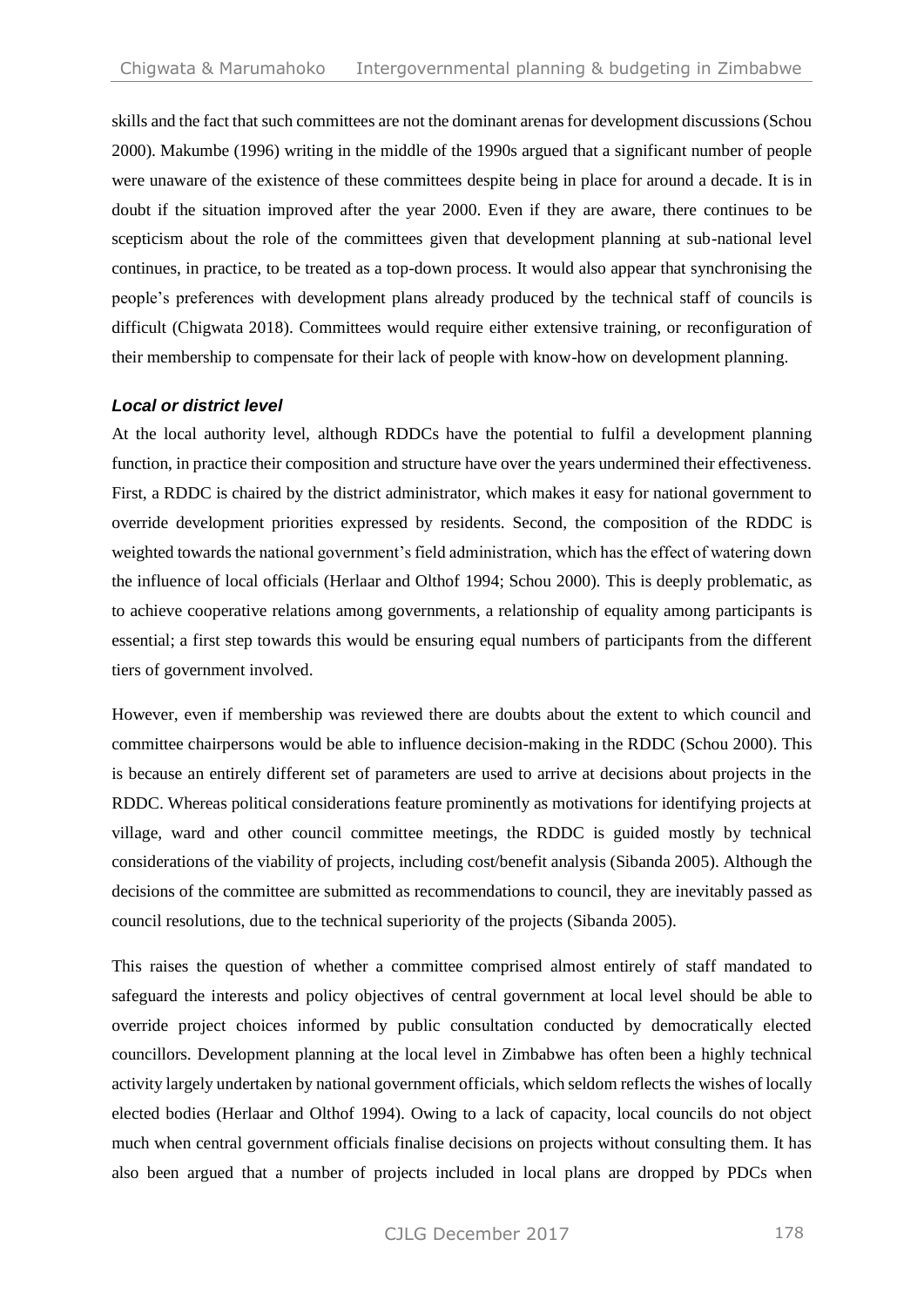skills and the fact that such committees are not the dominant arenas for development discussions (Schou 2000). Makumbe (1996) writing in the middle of the 1990s argued that a significant number of people were unaware of the existence of these committees despite being in place for around a decade. It is in doubt if the situation improved after the year 2000. Even if they are aware, there continues to be scepticism about the role of the committees given that development planning at sub-national level continues, in practice, to be treated as a top-down process. It would also appear that synchronising the people's preferences with development plans already produced by the technical staff of councils is difficult (Chigwata 2018). Committees would require either extensive training, or reconfiguration of their membership to compensate for their lack of people with know-how on development planning.

### *Local or district level*

At the local authority level, although RDDCs have the potential to fulfil a development planning function, in practice their composition and structure have over the years undermined their effectiveness. First, a RDDC is chaired by the district administrator, which makes it easy for national government to override development priorities expressed by residents. Second, the composition of the RDDC is weighted towards the national government's field administration, which has the effect of watering down the influence of local officials (Herlaar and Olthof 1994; Schou 2000). This is deeply problematic, as to achieve cooperative relations among governments, a relationship of equality among participants is essential; a first step towards this would be ensuring equal numbers of participants from the different tiers of government involved.

However, even if membership was reviewed there are doubts about the extent to which council and committee chairpersons would be able to influence decision-making in the RDDC (Schou 2000). This is because an entirely different set of parameters are used to arrive at decisions about projects in the RDDC. Whereas political considerations feature prominently as motivations for identifying projects at village, ward and other council committee meetings, the RDDC is guided mostly by technical considerations of the viability of projects, including cost/benefit analysis (Sibanda 2005). Although the decisions of the committee are submitted as recommendations to council, they are inevitably passed as council resolutions, due to the technical superiority of the projects (Sibanda 2005).

This raises the question of whether a committee comprised almost entirely of staff mandated to safeguard the interests and policy objectives of central government at local level should be able to override project choices informed by public consultation conducted by democratically elected councillors. Development planning at the local level in Zimbabwe has often been a highly technical activity largely undertaken by national government officials, which seldom reflects the wishes of locally elected bodies (Herlaar and Olthof 1994). Owing to a lack of capacity, local councils do not object much when central government officials finalise decisions on projects without consulting them. It has also been argued that a number of projects included in local plans are dropped by PDCs when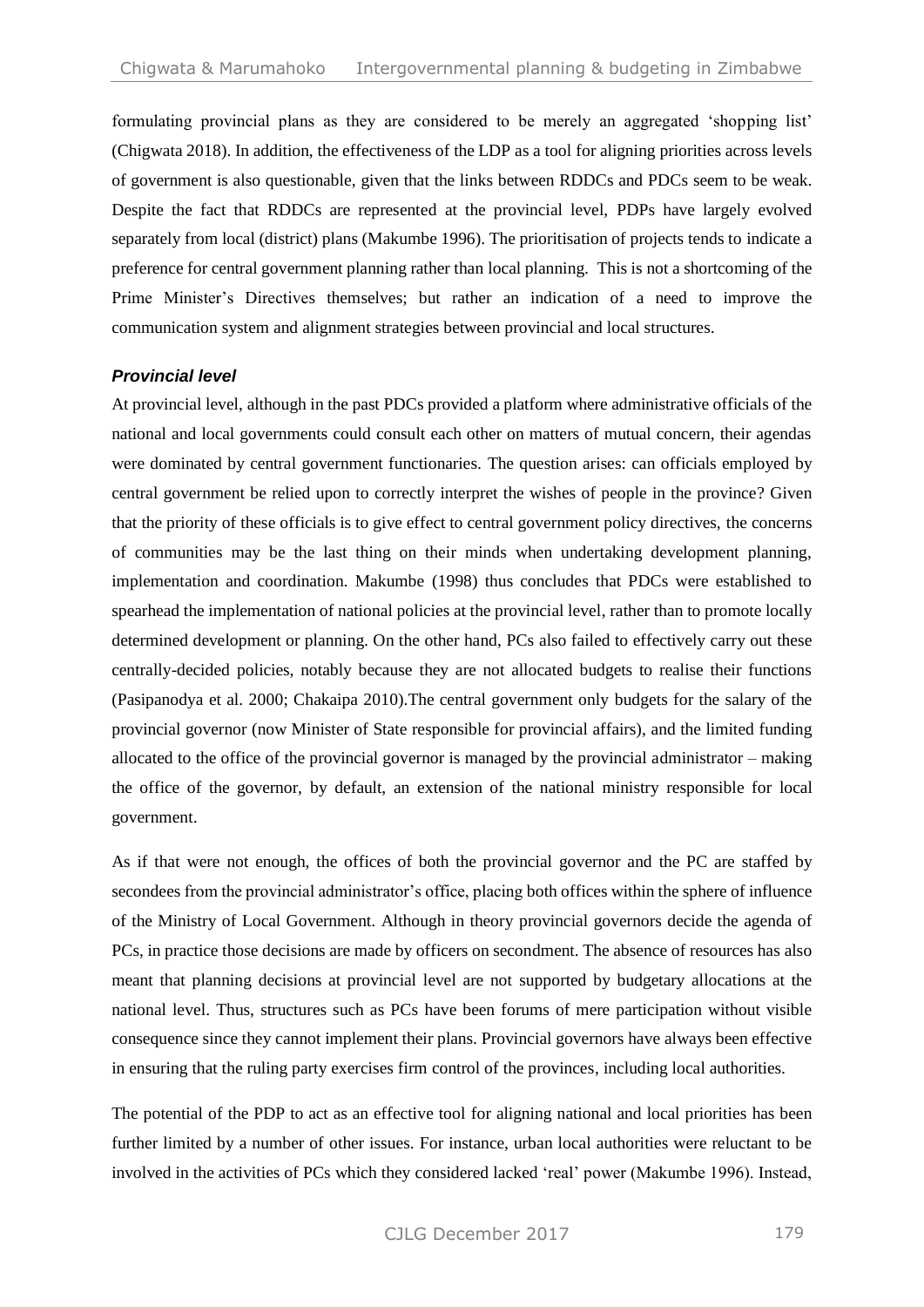formulating provincial plans as they are considered to be merely an aggregated 'shopping list' (Chigwata 2018). In addition, the effectiveness of the LDP as a tool for aligning priorities across levels of government is also questionable, given that the links between RDDCs and PDCs seem to be weak. Despite the fact that RDDCs are represented at the provincial level, PDPs have largely evolved separately from local (district) plans (Makumbe 1996). The prioritisation of projects tends to indicate a preference for central government planning rather than local planning. This is not a shortcoming of the Prime Minister's Directives themselves; but rather an indication of a need to improve the communication system and alignment strategies between provincial and local structures.

### *Provincial level*

At provincial level, although in the past PDCs provided a platform where administrative officials of the national and local governments could consult each other on matters of mutual concern, their agendas were dominated by central government functionaries. The question arises: can officials employed by central government be relied upon to correctly interpret the wishes of people in the province? Given that the priority of these officials is to give effect to central government policy directives, the concerns of communities may be the last thing on their minds when undertaking development planning, implementation and coordination. Makumbe (1998) thus concludes that PDCs were established to spearhead the implementation of national policies at the provincial level, rather than to promote locally determined development or planning. On the other hand, PCs also failed to effectively carry out these centrally-decided policies, notably because they are not allocated budgets to realise their functions (Pasipanodya et al. 2000; Chakaipa 2010).The central government only budgets for the salary of the provincial governor (now Minister of State responsible for provincial affairs), and the limited funding allocated to the office of the provincial governor is managed by the provincial administrator – making the office of the governor, by default, an extension of the national ministry responsible for local government.

As if that were not enough, the offices of both the provincial governor and the PC are staffed by secondees from the provincial administrator's office, placing both offices within the sphere of influence of the Ministry of Local Government. Although in theory provincial governors decide the agenda of PCs, in practice those decisions are made by officers on secondment. The absence of resources has also meant that planning decisions at provincial level are not supported by budgetary allocations at the national level. Thus, structures such as PCs have been forums of mere participation without visible consequence since they cannot implement their plans. Provincial governors have always been effective in ensuring that the ruling party exercises firm control of the provinces, including local authorities.

The potential of the PDP to act as an effective tool for aligning national and local priorities has been further limited by a number of other issues. For instance, urban local authorities were reluctant to be involved in the activities of PCs which they considered lacked 'real' power (Makumbe 1996). Instead,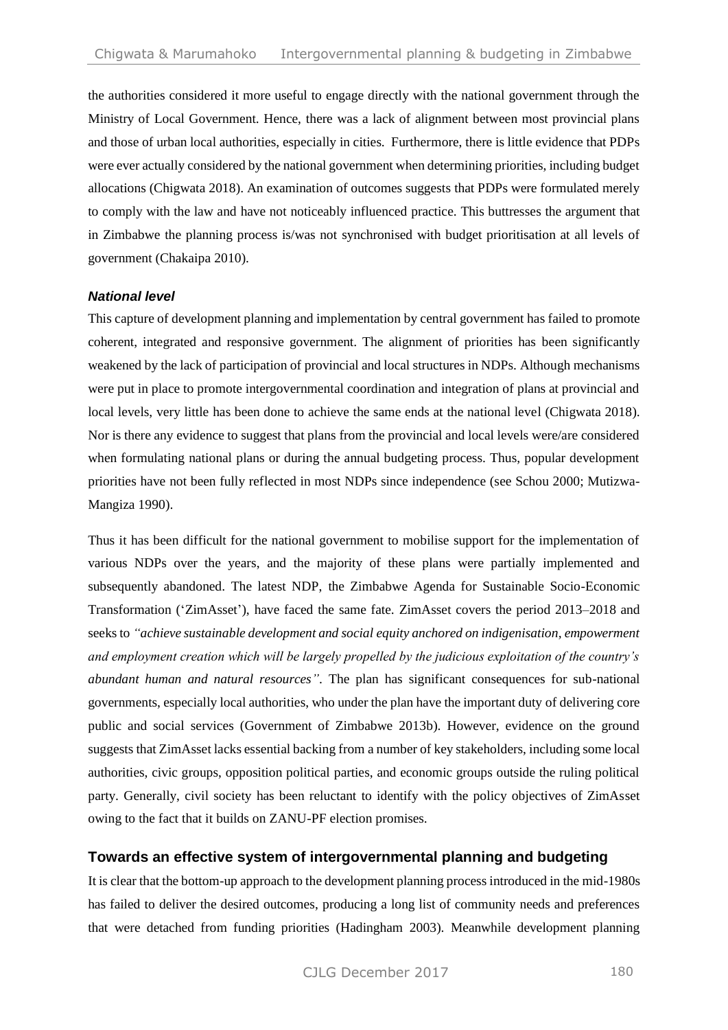the authorities considered it more useful to engage directly with the national government through the Ministry of Local Government. Hence, there was a lack of alignment between most provincial plans and those of urban local authorities, especially in cities. Furthermore, there is little evidence that PDPs were ever actually considered by the national government when determining priorities, including budget allocations (Chigwata 2018). An examination of outcomes suggests that PDPs were formulated merely to comply with the law and have not noticeably influenced practice. This buttresses the argument that in Zimbabwe the planning process is/was not synchronised with budget prioritisation at all levels of government (Chakaipa 2010).

#### *National level*

This capture of development planning and implementation by central government has failed to promote coherent, integrated and responsive government. The alignment of priorities has been significantly weakened by the lack of participation of provincial and local structures in NDPs. Although mechanisms were put in place to promote intergovernmental coordination and integration of plans at provincial and local levels, very little has been done to achieve the same ends at the national level (Chigwata 2018). Nor is there any evidence to suggest that plans from the provincial and local levels were/are considered when formulating national plans or during the annual budgeting process. Thus, popular development priorities have not been fully reflected in most NDPs since independence (see Schou 2000; Mutizwa-Mangiza 1990).

Thus it has been difficult for the national government to mobilise support for the implementation of various NDPs over the years, and the majority of these plans were partially implemented and subsequently abandoned. The latest NDP, the Zimbabwe Agenda for Sustainable Socio-Economic Transformation ('ZimAsset'), have faced the same fate. ZimAsset covers the period 2013–2018 and seeks to *"achieve sustainable development and social equity anchored on indigenisation, empowerment and employment creation which will be largely propelled by the judicious exploitation of the country's abundant human and natural resources"*. The plan has significant consequences for sub-national governments, especially local authorities, who under the plan have the important duty of delivering core public and social services (Government of Zimbabwe 2013b). However, evidence on the ground suggests that ZimAsset lacks essential backing from a number of key stakeholders, including some local authorities, civic groups, opposition political parties, and economic groups outside the ruling political party. Generally, civil society has been reluctant to identify with the policy objectives of ZimAsset owing to the fact that it builds on ZANU-PF election promises.

### Towards an effective system of intergovernmental planning and budgeting

It is clear that the bottom-up approach to the development planning process introduced in the mid-1980s has failed to deliver the desired outcomes, producing a long list of community needs and preferences that were detached from funding priorities (Hadingham 2003). Meanwhile development planning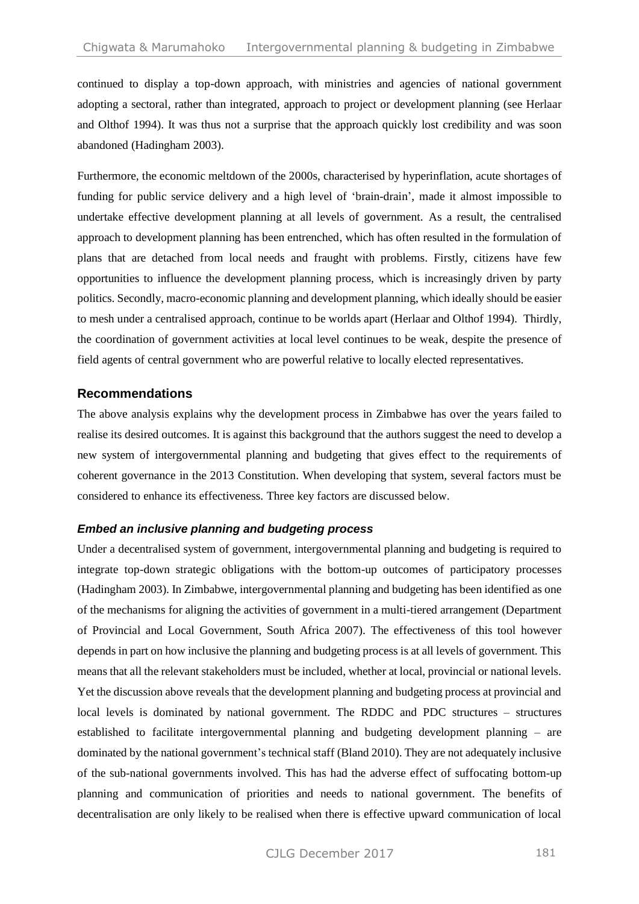continued to display a top-down approach, with ministries and agencies of national government adopting a sectoral, rather than integrated, approach to project or development planning (see Herlaar and Olthof 1994). It was thus not a surprise that the approach quickly lost credibility and was soon abandoned (Hadingham 2003).

Furthermore, the economic meltdown of the 2000s, characterised by hyperinflation, acute shortages of funding for public service delivery and a high level of 'brain-drain', made it almost impossible to undertake effective development planning at all levels of government. As a result, the centralised approach to development planning has been entrenched, which has often resulted in the formulation of plans that are detached from local needs and fraught with problems. Firstly, citizens have few opportunities to influence the development planning process, which is increasingly driven by party politics. Secondly, macro-economic planning and development planning, which ideally should be easier to mesh under a centralised approach, continue to be worlds apart (Herlaar and Olthof 1994). Thirdly, the coordination of government activities at local level continues to be weak, despite the presence of field agents of central government who are powerful relative to locally elected representatives.

## Recommendations

The above analysis explains why the development process in Zimbabwe has over the years failed to realise its desired outcomes. It is against this background that the authors suggest the need to develop a new system of intergovernmental planning and budgeting that gives effect to the requirements of coherent governance in the 2013 Constitution. When developing that system, several factors must be considered to enhance its effectiveness. Three key factors are discussed below.

### *Embed an inclusive planning and budgeting process*

Under a decentralised system of government, intergovernmental planning and budgeting is required to integrate top-down strategic obligations with the bottom-up outcomes of participatory processes (Hadingham 2003). In Zimbabwe, intergovernmental planning and budgeting has been identified as one of the mechanisms for aligning the activities of government in a multi-tiered arrangement (Department of Provincial and Local Government, South Africa 2007). The effectiveness of this tool however depends in part on how inclusive the planning and budgeting process is at all levels of government. This means that all the relevant stakeholders must be included, whether at local, provincial or national levels. Yet the discussion above reveals that the development planning and budgeting process at provincial and local levels is dominated by national government. The RDDC and PDC structures – structures established to facilitate intergovernmental planning and budgeting development planning – are dominated by the national government's technical staff (Bland 2010). They are not adequately inclusive of the sub-national governments involved. This has had the adverse effect of suffocating bottom-up planning and communication of priorities and needs to national government. The benefits of decentralisation are only likely to be realised when there is effective upward communication of local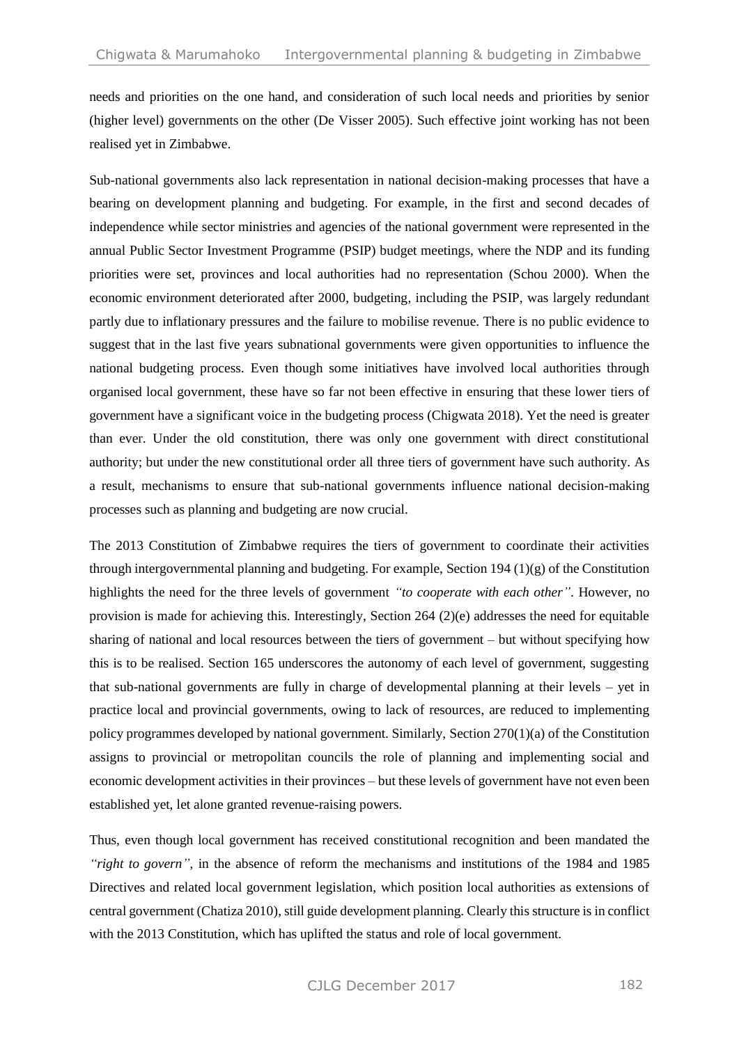needs and priorities on the one hand, and consideration of such local needs and priorities by senior (higher level) governments on the other (De Visser 2005). Such effective joint working has not been realised yet in Zimbabwe.

Sub-national governments also lack representation in national decision-making processes that have a bearing on development planning and budgeting. For example, in the first and second decades of independence while sector ministries and agencies of the national government were represented in the annual Public Sector Investment Programme (PSIP) budget meetings, where the NDP and its funding priorities were set, provinces and local authorities had no representation (Schou 2000). When the economic environment deteriorated after 2000, budgeting, including the PSIP, was largely redundant partly due to inflationary pressures and the failure to mobilise revenue. There is no public evidence to suggest that in the last five years subnational governments were given opportunities to influence the national budgeting process. Even though some initiatives have involved local authorities through organised local government, these have so far not been effective in ensuring that these lower tiers of government have a significant voice in the budgeting process (Chigwata 2018). Yet the need is greater than ever. Under the old constitution, there was only one government with direct constitutional authority; but under the new constitutional order all three tiers of government have such authority. As a result, mechanisms to ensure that sub-national governments influence national decision-making processes such as planning and budgeting are now crucial.

The 2013 Constitution of Zimbabwe requires the tiers of government to coordinate their activities through intergovernmental planning and budgeting. For example, Section 194 (1)(g) of the Constitution highlights the need for the three levels of government *"to cooperate with each other"*. However, no provision is made for achieving this. Interestingly, Section 264 (2)(e) addresses the need for equitable sharing of national and local resources between the tiers of government – but without specifying how this is to be realised. Section 165 underscores the autonomy of each level of government, suggesting that sub-national governments are fully in charge of developmental planning at their levels – yet in practice local and provincial governments, owing to lack of resources, are reduced to implementing policy programmes developed by national government. Similarly, Section 270(1)(a) of the Constitution assigns to provincial or metropolitan councils the role of planning and implementing social and economic development activities in their provinces – but these levels of government have not even been established yet, let alone granted revenue-raising powers.

Thus, even though local government has received constitutional recognition and been mandated the *"right to govern"*, in the absence of reform the mechanisms and institutions of the 1984 and 1985 Directives and related local government legislation, which position local authorities as extensions of central government (Chatiza 2010), still guide development planning. Clearly this structure is in conflict with the 2013 Constitution, which has uplifted the status and role of local government.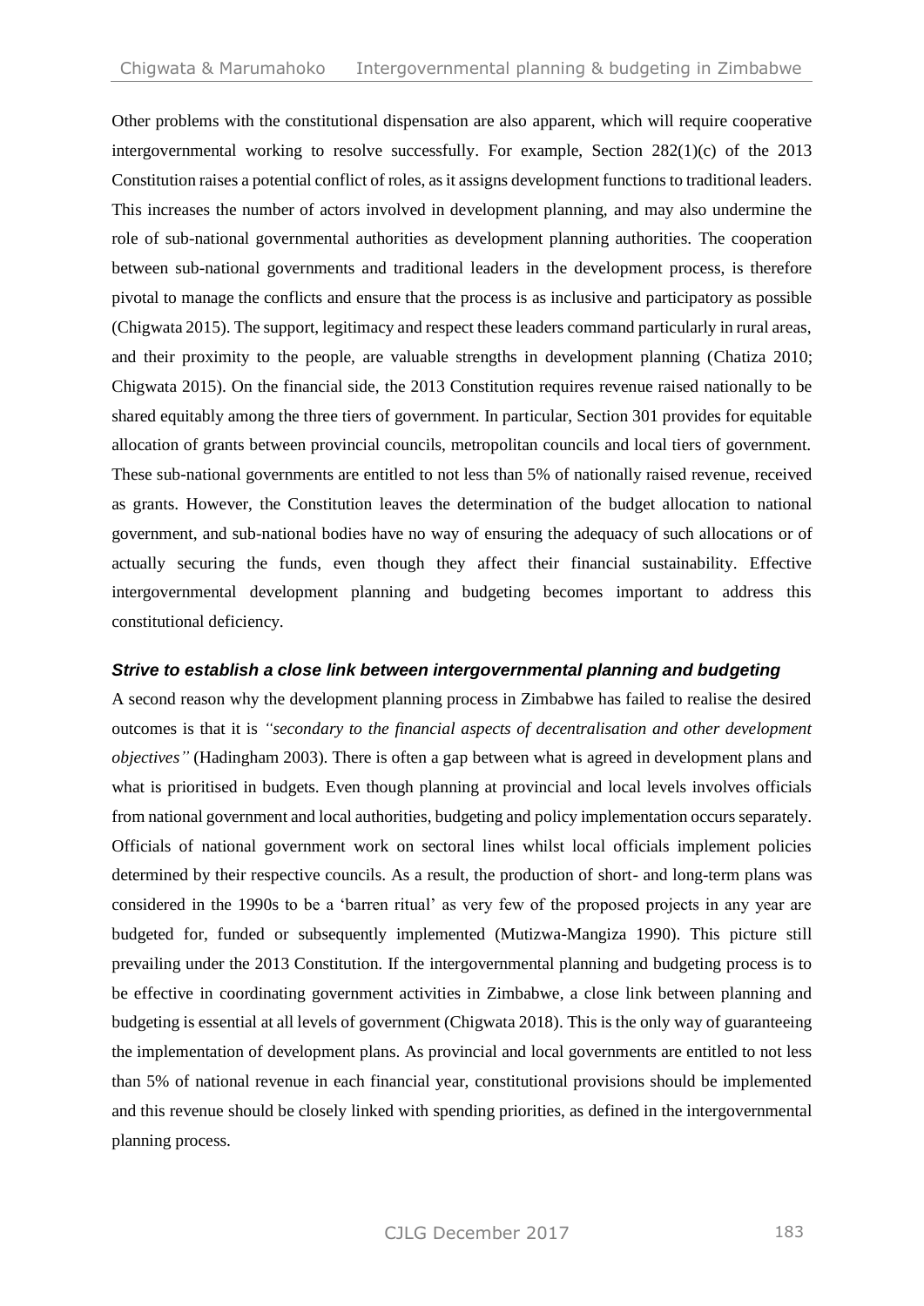Other problems with the constitutional dispensation are also apparent, which will require cooperative intergovernmental working to resolve successfully. For example, Section 282(1)(c) of the 2013 Constitution raises a potential conflict of roles, as it assigns development functions to traditional leaders. This increases the number of actors involved in development planning, and may also undermine the role of sub-national governmental authorities as development planning authorities. The cooperation between sub-national governments and traditional leaders in the development process, is therefore pivotal to manage the conflicts and ensure that the process is as inclusive and participatory as possible (Chigwata 2015). The support, legitimacy and respect these leaders command particularly in rural areas, and their proximity to the people, are valuable strengths in development planning (Chatiza 2010; Chigwata 2015). On the financial side, the 2013 Constitution requires revenue raised nationally to be shared equitably among the three tiers of government. In particular, Section 301 provides for equitable allocation of grants between provincial councils, metropolitan councils and local tiers of government. These sub-national governments are entitled to not less than 5% of nationally raised revenue, received as grants. However, the Constitution leaves the determination of the budget allocation to national government, and sub-national bodies have no way of ensuring the adequacy of such allocations or of actually securing the funds, even though they affect their financial sustainability. Effective intergovernmental development planning and budgeting becomes important to address this constitutional deficiency.

### *Strive to establish a close link between intergovernmental planning and budgeting*

A second reason why the development planning process in Zimbabwe has failed to realise the desired outcomes is that it is *"secondary to the financial aspects of decentralisation and other development objectives"* (Hadingham 2003). There is often a gap between what is agreed in development plans and what is prioritised in budgets. Even though planning at provincial and local levels involves officials from national government and local authorities, budgeting and policy implementation occurs separately. Officials of national government work on sectoral lines whilst local officials implement policies determined by their respective councils. As a result, the production of short- and long-term plans was considered in the 1990s to be a 'barren ritual' as very few of the proposed projects in any year are budgeted for, funded or subsequently implemented (Mutizwa-Mangiza 1990). This picture still prevailing under the 2013 Constitution. If the intergovernmental planning and budgeting process is to be effective in coordinating government activities in Zimbabwe, a close link between planning and budgeting is essential at all levels of government (Chigwata 2018). This is the only way of guaranteeing the implementation of development plans. As provincial and local governments are entitled to not less than 5% of national revenue in each financial year, constitutional provisions should be implemented and this revenue should be closely linked with spending priorities, as defined in the intergovernmental planning process.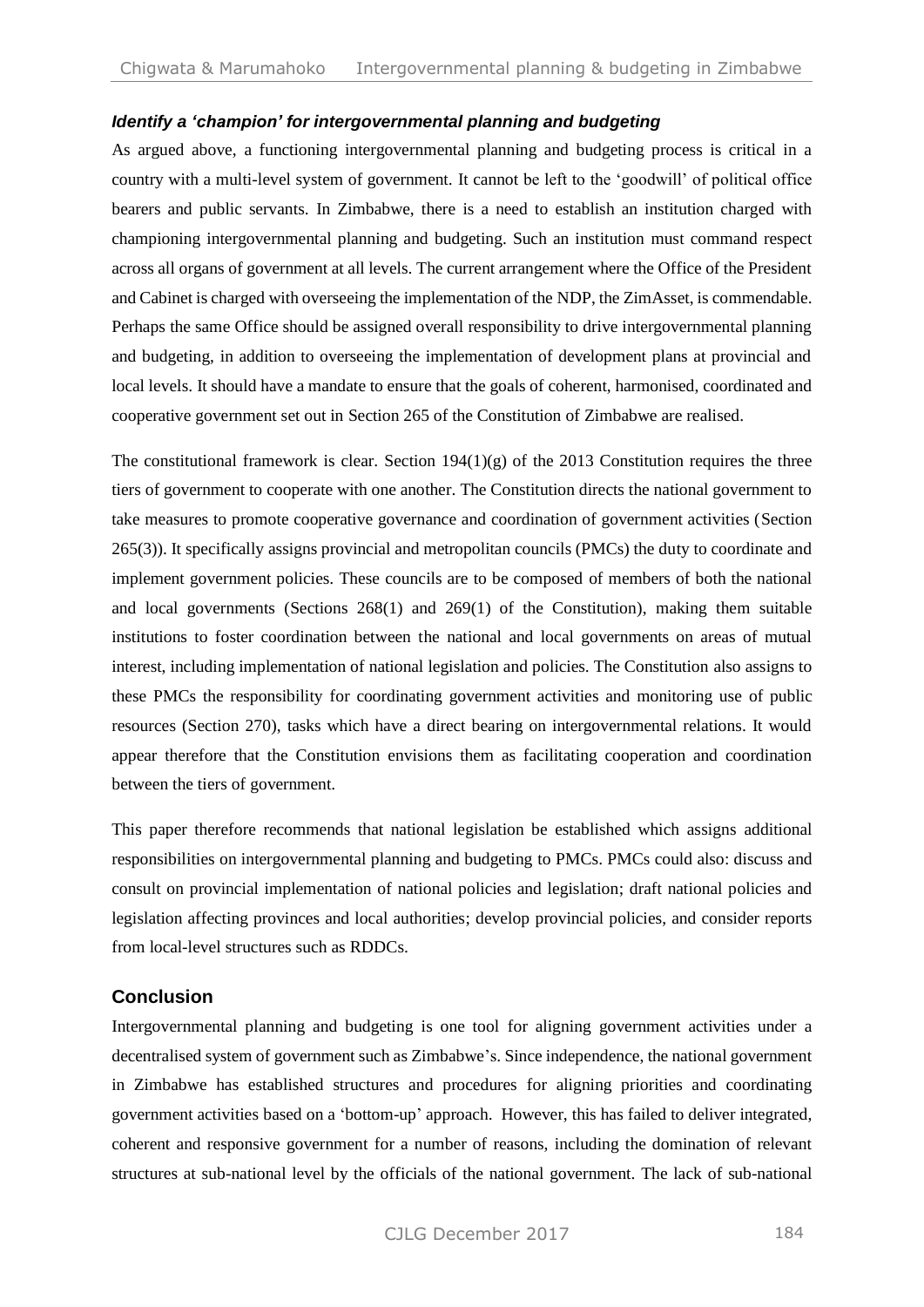### *Identify a 'champion' for intergovernmental planning and budgeting*

As argued above, a functioning intergovernmental planning and budgeting process is critical in a country with a multi-level system of government. It cannot be left to the 'goodwill' of political office bearers and public servants. In Zimbabwe, there is a need to establish an institution charged with championing intergovernmental planning and budgeting. Such an institution must command respect across all organs of government at all levels. The current arrangement where the Office of the President and Cabinet is charged with overseeing the implementation of the NDP, the ZimAsset, is commendable. Perhaps the same Office should be assigned overall responsibility to drive intergovernmental planning and budgeting, in addition to overseeing the implementation of development plans at provincial and local levels. It should have a mandate to ensure that the goals of coherent, harmonised, coordinated and cooperative government set out in Section 265 of the Constitution of Zimbabwe are realised.

The constitutional framework is clear. Section 194(1)(g) of the 2013 Constitution requires the three tiers of government to cooperate with one another. The Constitution directs the national government to take measures to promote cooperative governance and coordination of government activities (Section 265(3)). It specifically assigns provincial and metropolitan councils (PMCs) the duty to coordinate and implement government policies. These councils are to be composed of members of both the national and local governments (Sections 268(1) and 269(1) of the Constitution), making them suitable institutions to foster coordination between the national and local governments on areas of mutual interest, including implementation of national legislation and policies. The Constitution also assigns to these PMCs the responsibility for coordinating government activities and monitoring use of public resources (Section 270), tasks which have a direct bearing on intergovernmental relations. It would appear therefore that the Constitution envisions them as facilitating cooperation and coordination between the tiers of government.

This paper therefore recommends that national legislation be established which assigns additional responsibilities on intergovernmental planning and budgeting to PMCs. PMCs could also: discuss and consult on provincial implementation of national policies and legislation; draft national policies and legislation affecting provinces and local authorities; develop provincial policies, and consider reports from local-level structures such as RDDCs.

## Conclusion

Intergovernmental planning and budgeting is one tool for aligning government activities under a decentralised system of government such as Zimbabwe's. Since independence, the national government in Zimbabwe has established structures and procedures for aligning priorities and coordinating government activities based on a 'bottom-up' approach. However, this has failed to deliver integrated, coherent and responsive government for a number of reasons, including the domination of relevant structures at sub-national level by the officials of the national government. The lack of sub-national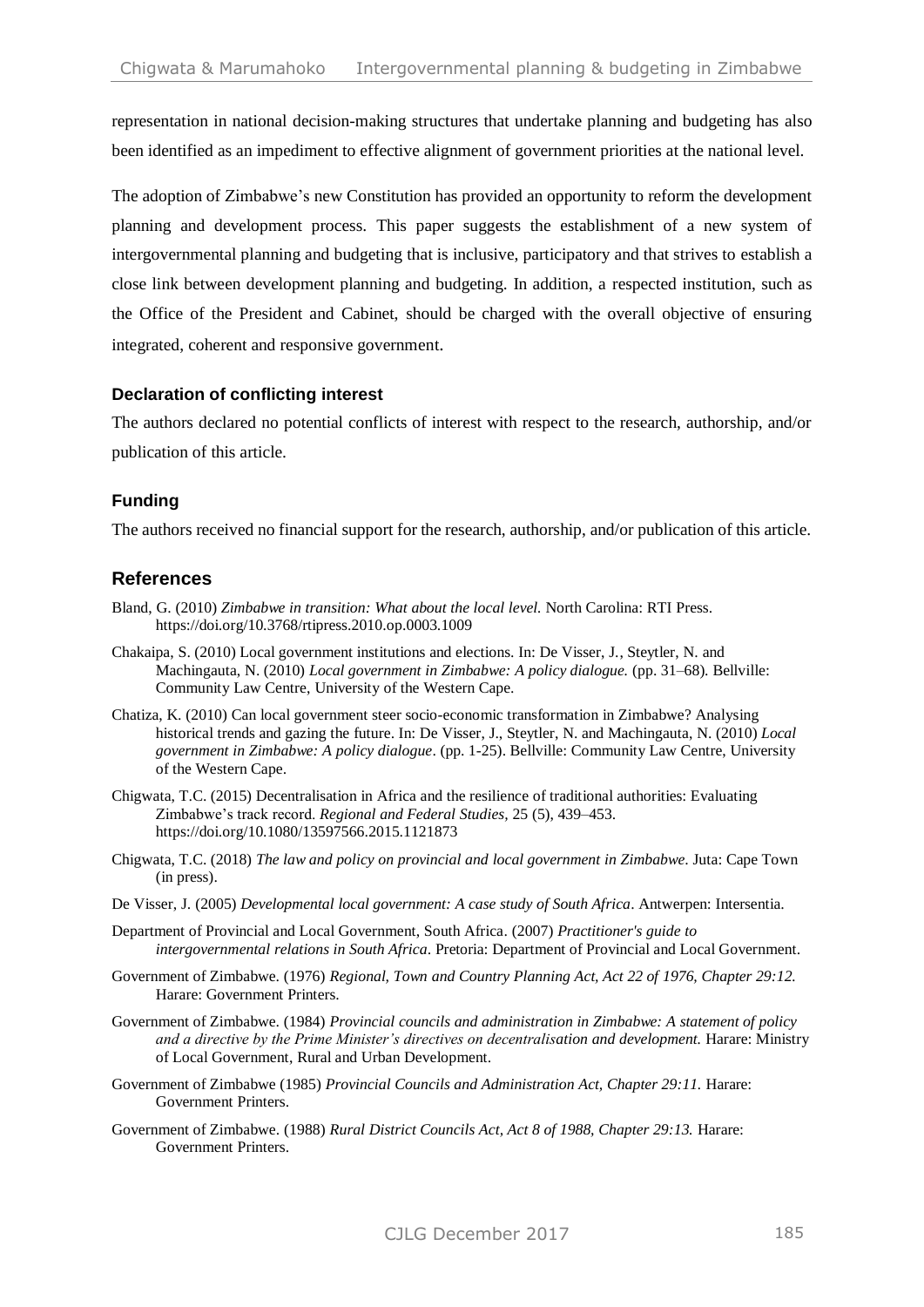representation in national decision-making structures that undertake planning and budgeting has also been identified as an impediment to effective alignment of government priorities at the national level.

The adoption of Zimbabwe's new Constitution has provided an opportunity to reform the development planning and development process. This paper suggests the establishment of a new system of intergovernmental planning and budgeting that is inclusive, participatory and that strives to establish a close link between development planning and budgeting. In addition, a respected institution, such as the Office of the President and Cabinet, should be charged with the overall objective of ensuring integrated, coherent and responsive government.

### Declaration of conflicting interest

The authors declared no potential conflicts of interest with respect to the research, authorship, and/or publication of this article.

### Funding

The authors received no financial support for the research, authorship, and/or publication of this article.

## References

Bland, G. (2010) *Zimbabwe in transition: What about the local level.* North Carolina: RTI Press. https://doi.org/10.3768/rtipress.2010.op.0003.1009

Chakaipa, S. (2010) Local government institutions and elections. In: De Visser, J., Steytler, N. and Machingauta, N. (2010) *Local government in Zimbabwe: A policy dialogue.* (pp. 31–68). Bellville: Community Law Centre, University of the Western Cape.

Chatiza, K. (2010) Can local government steer socio-economic transformation in Zimbabwe? Analysing historical trends and gazing the future. In: De Visser, J., Steytler, N. and Machingauta, N. (2010) *Local government in Zimbabwe: A policy dialogue*. (pp. 1-25). Bellville: Community Law Centre, University of the Western Cape.

Chigwata, T.C. (2015) Decentralisation in Africa and the resilience of traditional authorities: Evaluating Zimbabwe's track record. *Regional and Federal Studies,* 25 (5), 439–453. https://doi.org/10.1080/13597566.2015.1121873

Chigwata, T.C. (2018) *The law and policy on provincial and local government in Zimbabwe.* Juta: Cape Town (in press).

De Visser, J. (2005) *Developmental local government: A case study of South Africa*. Antwerpen: Intersentia.

Department of Provincial and Local Government, South Africa. (2007) *Practitioner's guide to intergovernmental relations in South Africa*. Pretoria: Department of Provincial and Local Government.

Government of Zimbabwe. (1976) *Regional, Town and Country Planning Act, Act 22 of 1976, Chapter 29:12.* Harare: Government Printers.

Government of Zimbabwe. (1984) *Provincial councils and administration in Zimbabwe: A statement of policy and a directive by the Prime Minister's directives on decentralisation and development.* Harare: Ministry of Local Government, Rural and Urban Development.

Government of Zimbabwe (1985) *Provincial Councils and Administration Act, Chapter 29:11.* Harare: Government Printers.

Government of Zimbabwe. (1988) *Rural District Councils Act, Act 8 of 1988, Chapter 29:13.* Harare: Government Printers.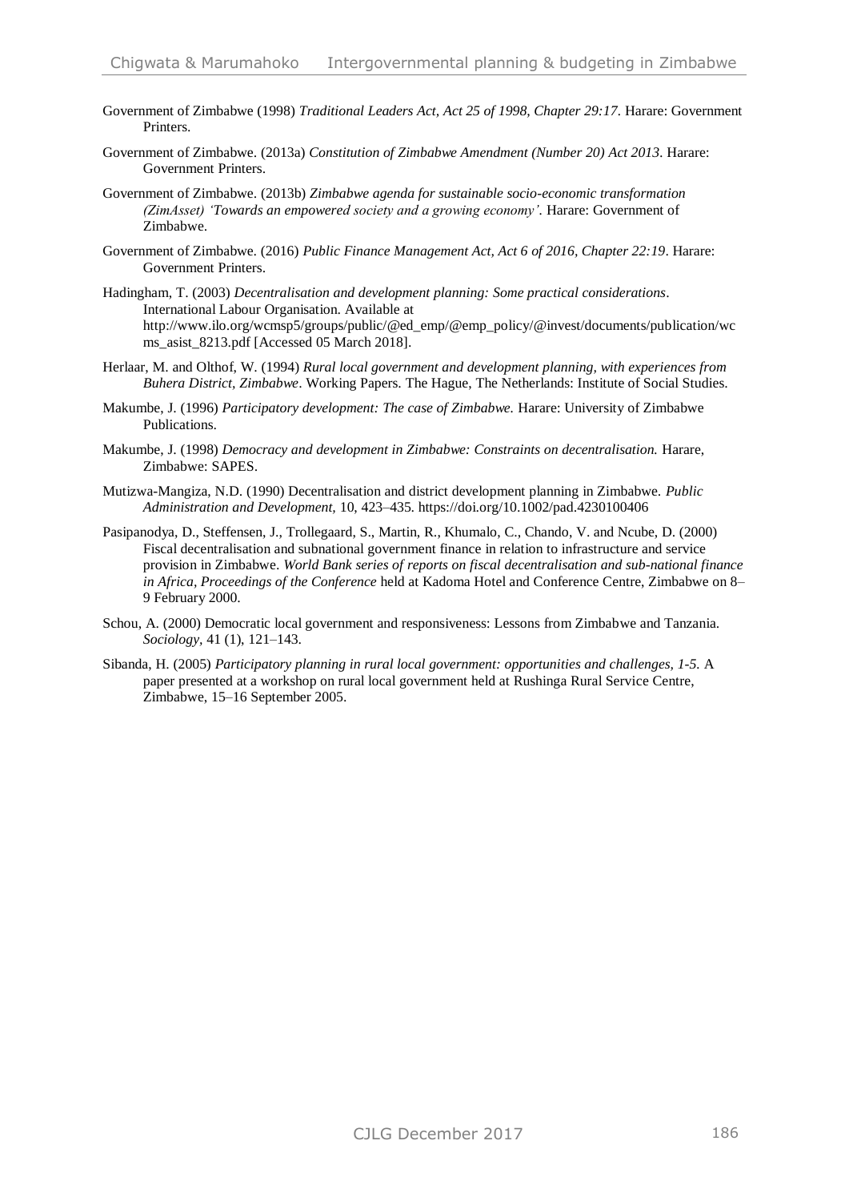Government of Zimbabwe (1998) *Traditional Leaders Act, Act 25 of 1998, Chapter 29:17*. Harare: Government Printers.

Government of Zimbabwe. (2013a) *Constitution of Zimbabwe Amendment (Number 20) Act 2013*. Harare: Government Printers.

Government of Zimbabwe. (2013b) *Zimbabwe agenda for sustainable socio-economic transformation (ZimAsset) 'Towards an empowered society and a growing economy'*. Harare: Government of Zimbabwe.

Government of Zimbabwe. (2016) *Public Finance Management Act, Act 6 of 2016, Chapter 22:19*. Harare: Government Printers.

Hadingham, T. (2003) *Decentralisation and development planning: Some practical considerations*. International Labour Organisation. Available at http://www.ilo.org/wcmsp5/groups/public/@ed_emp/@emp_policy/@invest/documents/publication/wcms_asist_8213.pdf [Accessed 05 March 2018].

Herlaar, M. and Olthof, W. (1994) *Rural local government and development planning, with experiences from Buhera District, Zimbabwe*. Working Papers. The Hague, The Netherlands: Institute of Social Studies.

Makumbe, J. (1996) *Participatory development: The case of Zimbabwe.* Harare: University of Zimbabwe Publications.

Makumbe, J. (1998) *Democracy and development in Zimbabwe: Constraints on decentralisation.* Harare, Zimbabwe: SAPES.

Mutizwa-Mangiza, N.D. (1990) Decentralisation and district development planning in Zimbabwe. *Public Administration and Development*, 10, 423–435. https://doi.org/10.1002/pad.4230100406

Pasipanodya, D., Steffensen, J., Trollegaard, S., Martin, R., Khumalo, C., Chando, V. and Ncube, D. (2000) Fiscal decentralisation and subnational government finance in relation to infrastructure and service provision in Zimbabwe. *World Bank series of reports on fiscal decentralisation and sub-national finance in Africa, Proceedings of the Conference* held at Kadoma Hotel and Conference Centre, Zimbabwe on 8–9 February 2000.

Schou, A. (2000) Democratic local government and responsiveness: Lessons from Zimbabwe and Tanzania. *Sociology*, 41 (1), 121–143.

Sibanda, H. (2005) *Participatory planning in rural local government: opportunities and challenges, 1-5.* A paper presented at a workshop on rural local government held at Rushinga Rural Service Centre, Zimbabwe, 15–16 September 2005.